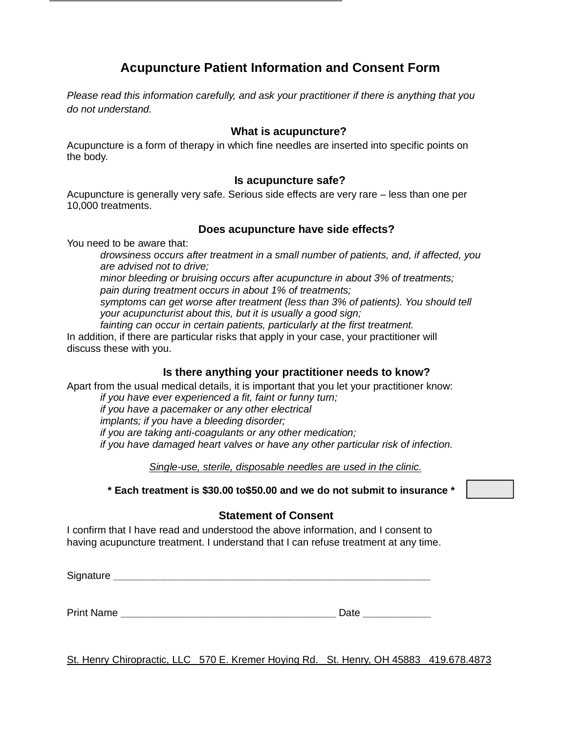# Acupuncture Patient Information and Consent Form

*Please read this information carefully, and ask your practitioner if there is anything that you do not understand.*

### What is acupuncture?

Acupuncture is a form of therapy in which fine needles are inserted into specific points on the body.

### Is acupuncture safe?

Acupuncture is generally very safe. Serious side effects are very rare – less than one per 10,000 treatments.

### Does acupuncture have side effects?

You need to be aware that:

- *drowsiness occurs after treatment in a small number of patients, and, if affected, you are advised not to drive;*
- *minor bleeding or bruising occurs after acupuncture in about 3% of treatments;*
- *pain during treatment occurs in about 1% of treatments;*
- *symptoms can get worse after treatment (less than 3% of patients). You should tell your acupuncturist about this, but it is usually a good sign;*
- *fainting can occur in certain patients, particularly at the first treatment.*

In addition, if there are particular risks that apply in your case, your practitioner will discuss these with you.

### Is there anything your practitioner needs to know?

Apart from the usual medical details, it is important that you let your practitioner know:

- *if you have ever experienced a fit, faint or funny turn;*
- *if you have a pacemaker or any other electrical implants; if you have a bleeding disorder;*
- *if you are taking anti-coagulants or any other medication;*
- *if you have damaged heart valves or have any other particular risk of infection.*

<u>*Single-use, sterile, disposable needles are used in the clinic.*</u>

**\* Each treatment is $30.00 to$50.00 and we do not submit to insurance \***

### Statement of Consent

I confirm that I have read and understood the above information, and I consent to having acupuncture treatment. I understand that I can refuse treatment at any time.

Signature ___________________________________________________________

Print Name ________________________________________ Date ___________

St. Henry Chiropractic, LLC   570 E. Kremer Hoying Rd.   St. Henry, OH 45883   419.678.4873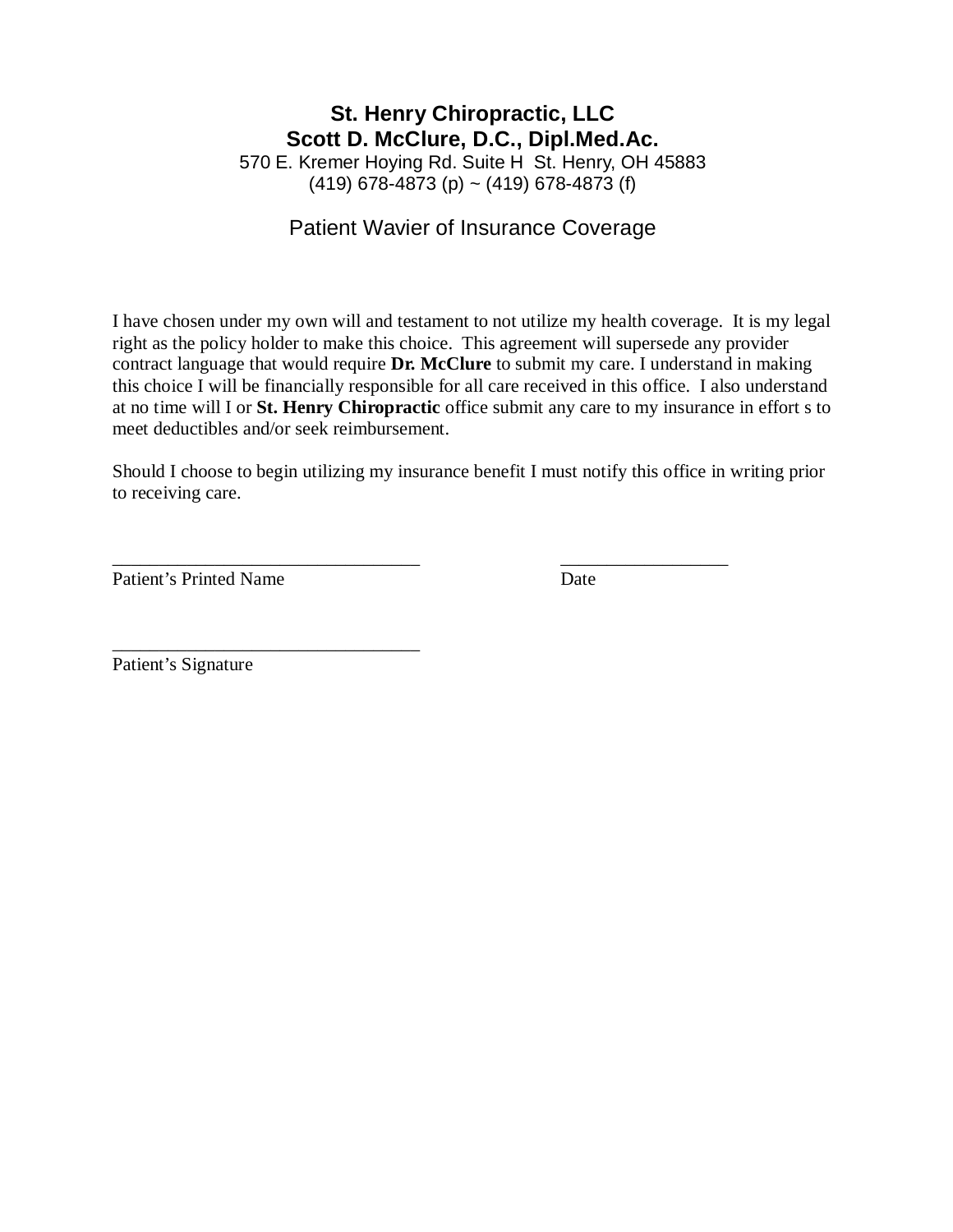**St. Henry Chiropractic, LLC**
**Scott D. McClure, D.C., Dipl.Med.Ac.**
570 E. Kremer Hoying Rd. Suite H St. Henry, OH 45883
(419) 678-4873 (p) ~ (419) 678-4873 (f)

Patient Wavier of Insurance Coverage

I have chosen under my own will and testament to not utilize my health coverage. It is my legal right as the policy holder to make this choice. This agreement will supersede any provider contract language that would require **Dr. McClure** to submit my care. I understand in making this choice I will be financially responsible for all care received in this office. I also understand at no time will I or **St. Henry Chiropractic** office submit any care to my insurance in effort s to meet deductibles and/or seek reimbursement.

Should I choose to begin utilizing my insurance benefit I must notify this office in writing prior to receiving care.

_________________________________ __________________
Patient's Printed Name Date

_________________________________
Patient's Signature